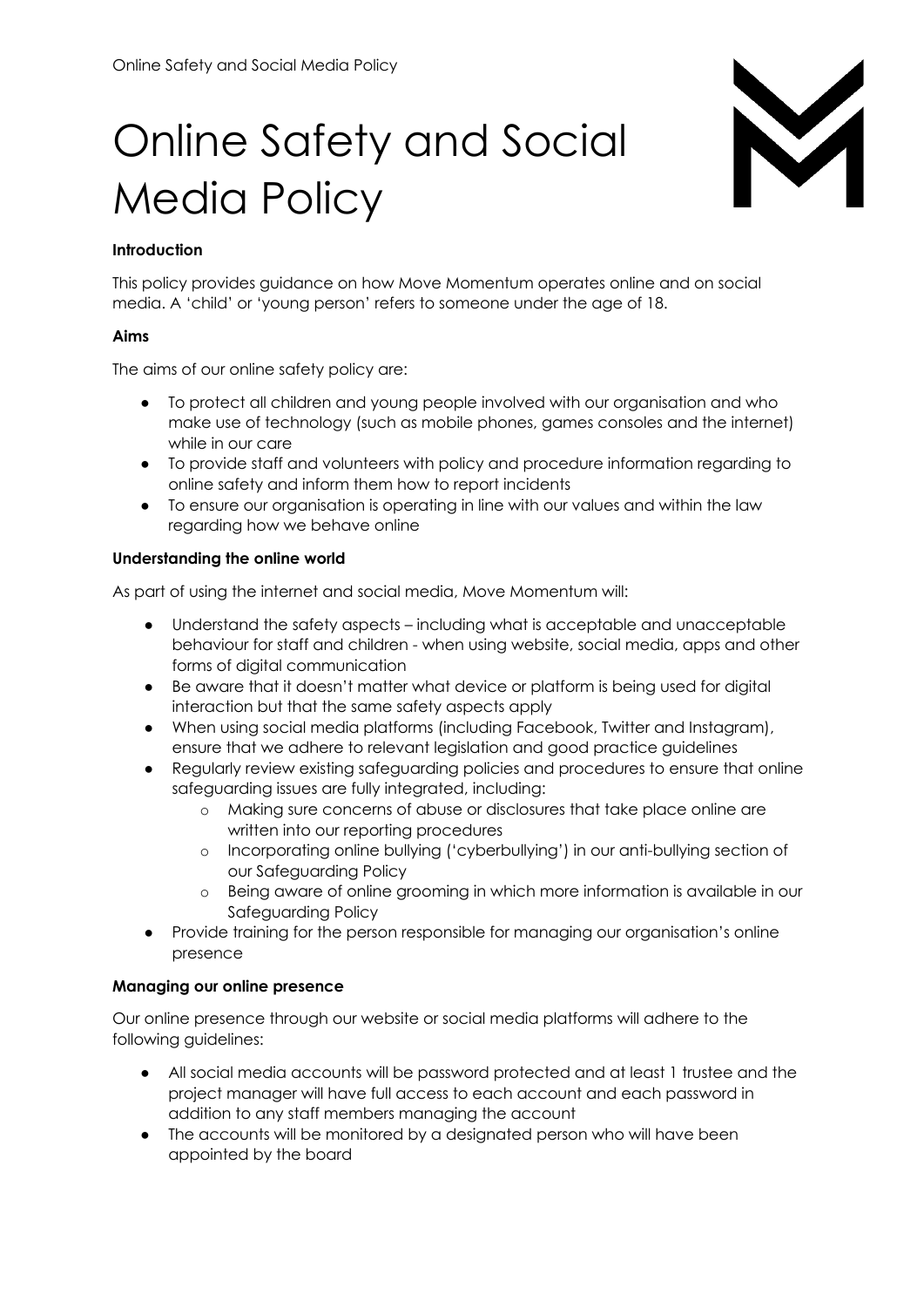# Online Safety and Social Media Policy

**Introduction**

This policy provides guidance on how Move Momentum operates online and on social media. A 'child' or 'young person' refers to someone under the age of 18.

**Aims**

The aims of our online safety policy are:

- To protect all children and young people involved with our organisation and who make use of technology (such as mobile phones, games consoles and the internet) while in our care
- To provide staff and volunteers with policy and procedure information regarding to online safety and inform them how to report incidents
- To ensure our organisation is operating in line with our values and within the law regarding how we behave online

**Understanding the online world**

As part of using the internet and social media, Move Momentum will:

- Understand the safety aspects – including what is acceptable and unacceptable behaviour for staff and children - when using website, social media, apps and other forms of digital communication
- Be aware that it doesn't matter what device or platform is being used for digital interaction but that the same safety aspects apply
- When using social media platforms (including Facebook, Twitter and Instagram), ensure that we adhere to relevant legislation and good practice guidelines
- Regularly review existing safeguarding policies and procedures to ensure that online safeguarding issues are fully integrated, including:
    - Making sure concerns of abuse or disclosures that take place online are written into our reporting procedures
    - Incorporating online bullying ('cyberbullying') in our anti-bullying section of our Safeguarding Policy
    - Being aware of online grooming in which more information is available in our Safeguarding Policy
- Provide training for the person responsible for managing our organisation's online presence

**Managing our online presence**

Our online presence through our website or social media platforms will adhere to the following guidelines:

- All social media accounts will be password protected and at least 1 trustee and the project manager will have full access to each account and each password in addition to any staff members managing the account
- The accounts will be monitored by a designated person who will have been appointed by the board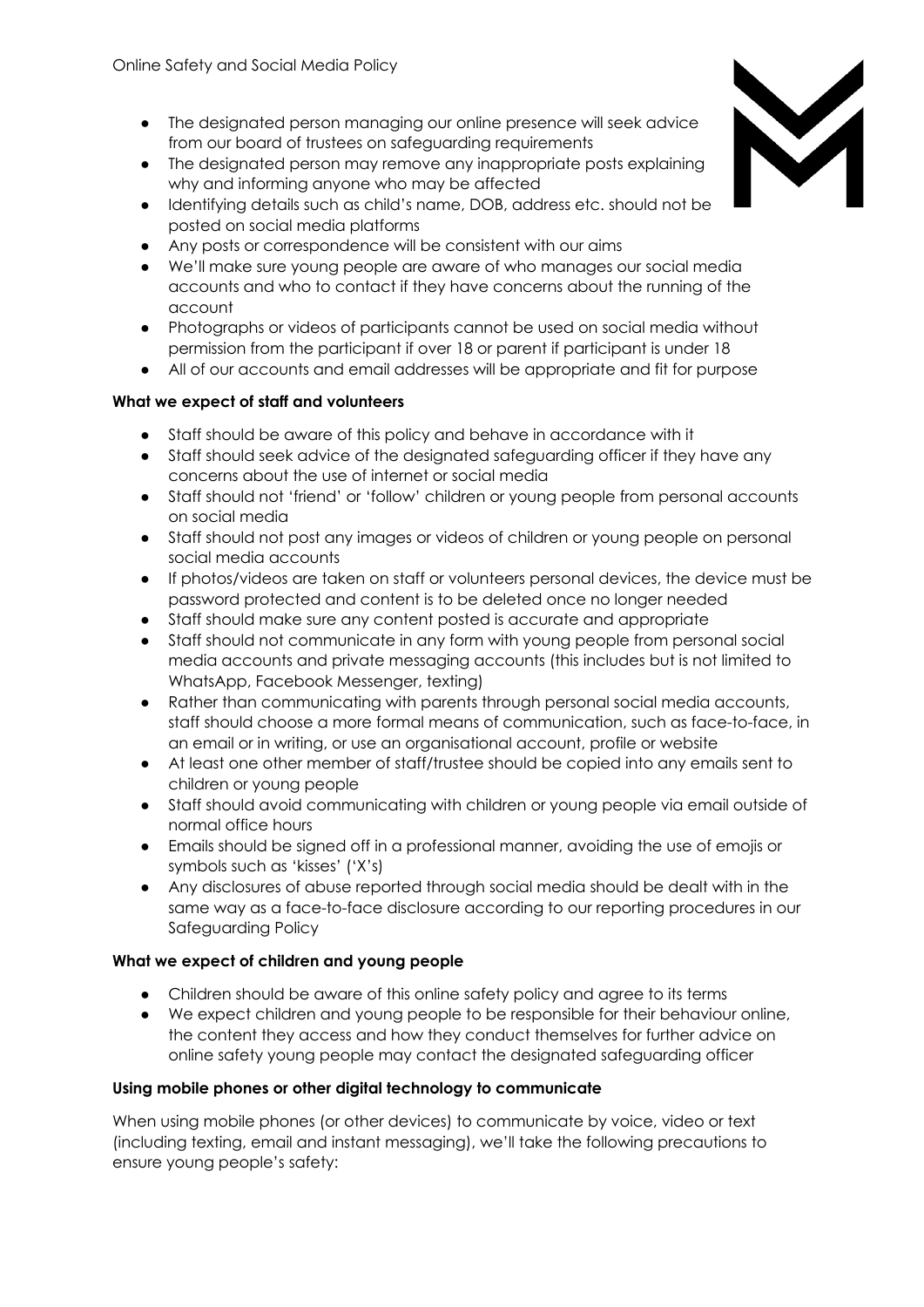- The designated person managing our online presence will seek advice from our board of trustees on safeguarding requirements
- The designated person may remove any inappropriate posts explaining why and informing anyone who may be affected
- Identifying details such as child's name, DOB, address etc. should not be posted on social media platforms
- Any posts or correspondence will be consistent with our aims
- We'll make sure young people are aware of who manages our social media accounts and who to contact if they have concerns about the running of the account
- Photographs or videos of participants cannot be used on social media without permission from the participant if over 18 or parent if participant is under 18
- All of our accounts and email addresses will be appropriate and fit for purpose

**What we expect of staff and volunteers**

- Staff should be aware of this policy and behave in accordance with it
- Staff should seek advice of the designated safeguarding officer if they have any concerns about the use of internet or social media
- Staff should not 'friend' or 'follow' children or young people from personal accounts on social media
- Staff should not post any images or videos of children or young people on personal social media accounts
- If photos/videos are taken on staff or volunteers personal devices, the device must be password protected and content is to be deleted once no longer needed
- Staff should make sure any content posted is accurate and appropriate
- Staff should not communicate in any form with young people from personal social media accounts and private messaging accounts (this includes but is not limited to WhatsApp, Facebook Messenger, texting)
- Rather than communicating with parents through personal social media accounts, staff should choose a more formal means of communication, such as face-to-face, in an email or in writing, or use an organisational account, profile or website
- At least one other member of staff/trustee should be copied into any emails sent to children or young people
- Staff should avoid communicating with children or young people via email outside of normal office hours
- Emails should be signed off in a professional manner, avoiding the use of emojis or symbols such as 'kisses' ('X's)
- Any disclosures of abuse reported through social media should be dealt with in the same way as a face-to-face disclosure according to our reporting procedures in our Safeguarding Policy

**What we expect of children and young people**

- Children should be aware of this online safety policy and agree to its terms
- We expect children and young people to be responsible for their behaviour online, the content they access and how they conduct themselves for further advice on online safety young people may contact the designated safeguarding officer

**Using mobile phones or other digital technology to communicate**

When using mobile phones (or other devices) to communicate by voice, video or text (including texting, email and instant messaging), we'll take the following precautions to ensure young people's safety: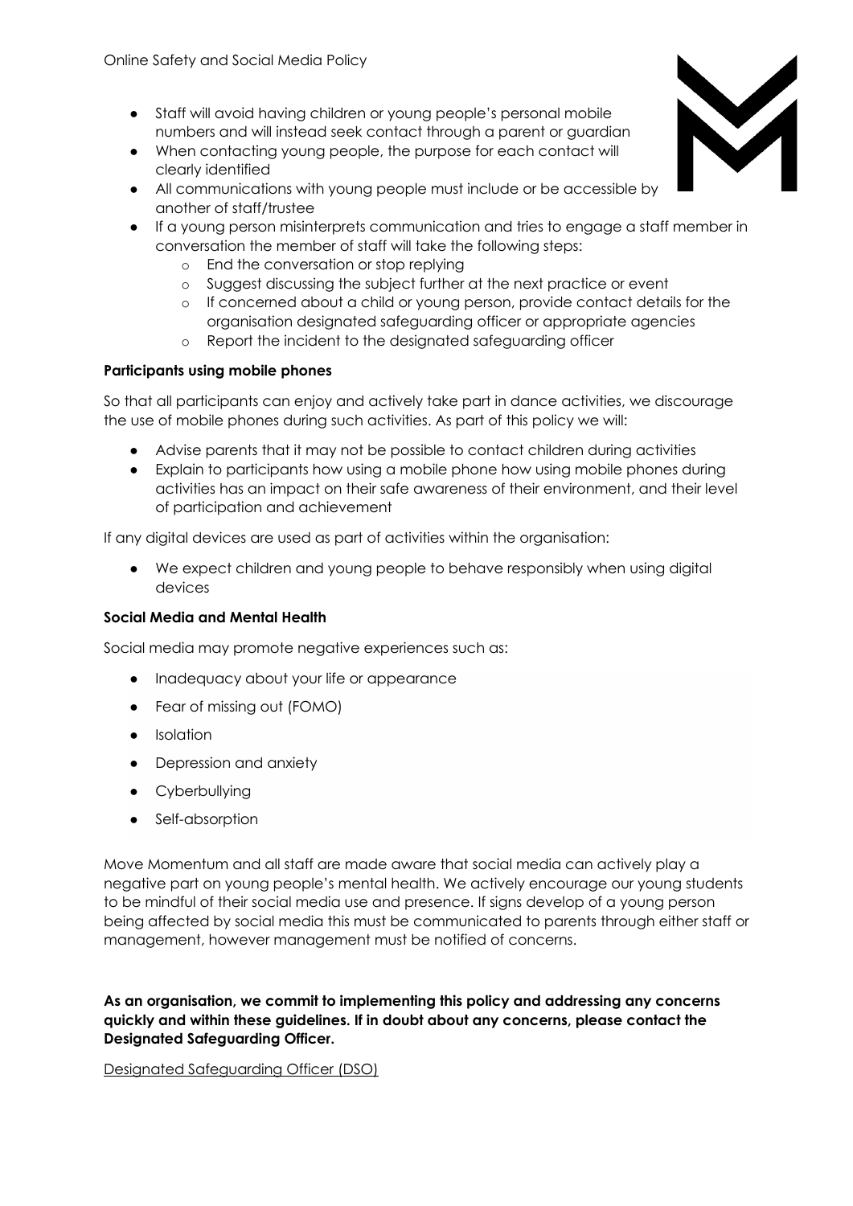- Staff will avoid having children or young people's personal mobile numbers and will instead seek contact through a parent or guardian
- When contacting young people, the purpose for each contact will clearly identified
- All communications with young people must include or be accessible by another of staff/trustee
- If a young person misinterprets communication and tries to engage a staff member in conversation the member of staff will take the following steps:
    - End the conversation or stop replying
    - Suggest discussing the subject further at the next practice or event
    - If concerned about a child or young person, provide contact details for the organisation designated safeguarding officer or appropriate agencies
    - Report the incident to the designated safeguarding officer

**Participants using mobile phones**

So that all participants can enjoy and actively take part in dance activities, we discourage the use of mobile phones during such activities. As part of this policy we will:

- Advise parents that it may not be possible to contact children during activities
- Explain to participants how using a mobile phone how using mobile phones during activities has an impact on their safe awareness of their environment, and their level of participation and achievement

If any digital devices are used as part of activities within the organisation:

- We expect children and young people to behave responsibly when using digital devices

**Social Media and Mental Health**

Social media may promote negative experiences such as:

- Inadequacy about your life or appearance
- Fear of missing out (FOMO)
- Isolation
- Depression and anxiety
- Cyberbullying
- Self-absorption

Move Momentum and all staff are made aware that social media can actively play a negative part on young people's mental health. We actively encourage our young students to be mindful of their social media use and presence. If signs develop of a young person being affected by social media this must be communicated to parents through either staff or management, however management must be notified of concerns.

**As an organisation, we commit to implementing this policy and addressing any concerns quickly and within these guidelines. If in doubt about any concerns, please contact the Designated Safeguarding Officer.**

Designated Safeguarding Officer (DSO)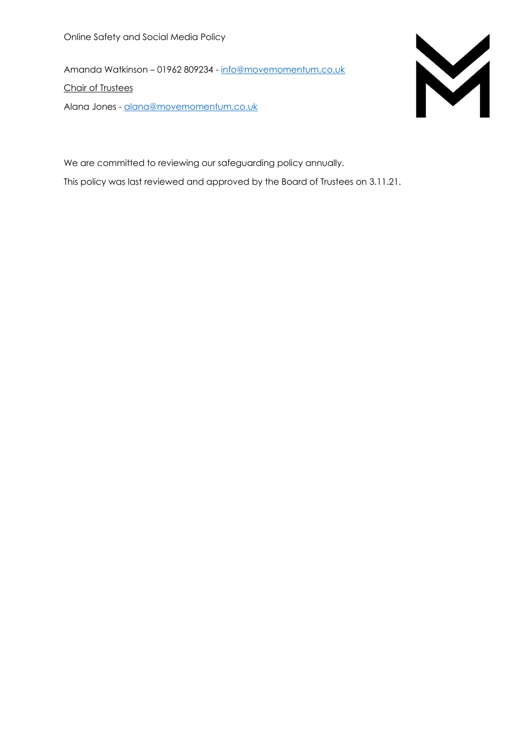Amanda Watkinson – 01962 809234 - info@movemomentum.co.uk

Chair of Trustees

Alana Jones - alana@movemomentum.co.uk

We are committed to reviewing our safeguarding policy annually.

This policy was last reviewed and approved by the Board of Trustees on 3.11.21.